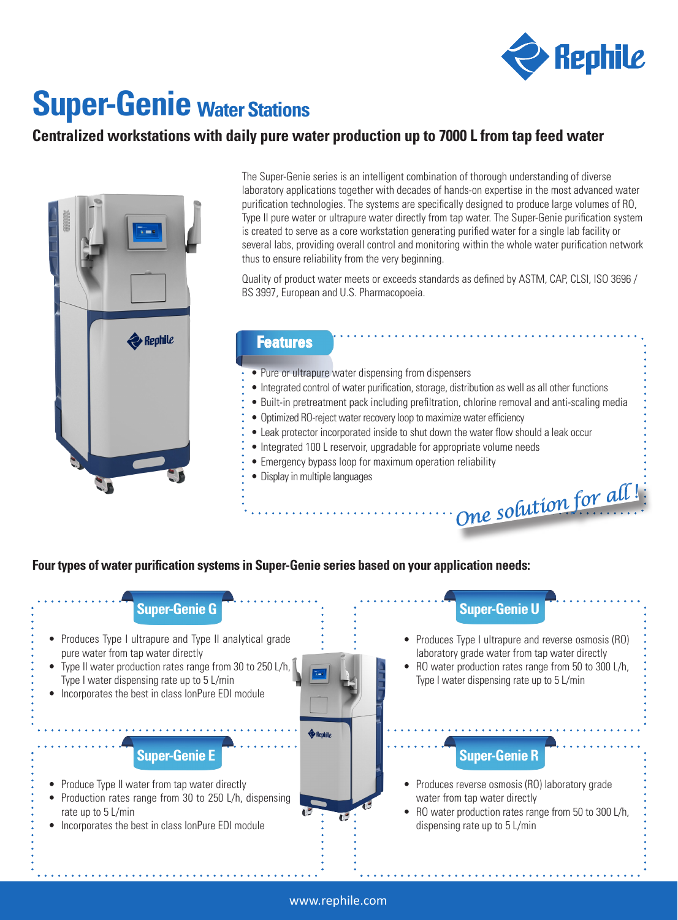# Super-Genie Water Stations

## Centralized workstations with daily pure water production up to 7000 L from tap feed water

The Super-Genie series is an intelligent combination of thorough understanding of diverse laboratory applications together with decades of hands-on expertise in the most advanced water purification technologies. The systems are specifically designed to produce large volumes of RO, Type II pure water or ultrapure water directly from tap water. The Super-Genie purification system is created to serve as a core workstation generating purified water for a single lab facility or several labs, providing overall control and monitoring within the whole water purification network thus to ensure reliability from the very beginning.

Quality of product water meets or exceeds standards as defined by ASTM, CAP, CLSI, ISO 3696 / BS 3997, European and U.S. Pharmacopoeia.

### Features

- Pure or ultrapure water dispensing from dispensers
- Integrated control of water purification, storage, distribution as well as all other functions
- Built-in pretreatment pack including prefiltration, chlorine removal and anti-scaling media
- Optimized RO-reject water recovery loop to maximize water efficiency
- Leak protector incorporated inside to shut down the water flow should a leak occur
- Integrated 100 L reservoir, upgradable for appropriate volume needs
- Emergency bypass loop for maximum operation reliability
- Display in multiple languages

*One solution for all!*

**Four types of water purification systems in Super-Genie series based on your application needs:**

### Super-Genie G

- Produces Type I ultrapure and Type II analytical grade pure water from tap water directly
- Type II water production rates range from 30 to 250 L/h, Type I water dispensing rate up to 5 L/min
- Incorporates the best in class IonPure EDI module

### Super-Genie U

- Produces Type I ultrapure and reverse osmosis (RO) laboratory grade water from tap water directly
- RO water production rates range from 50 to 300 L/h, Type I water dispensing rate up to 5 L/min

### Super-Genie E

- Produce Type II water from tap water directly
- Production rates range from 30 to 250 L/h, dispensing rate up to 5 L/min
- Incorporates the best in class IonPure EDI module

### Super-Genie R

- Produces reverse osmosis (RO) laboratory grade water from tap water directly
- RO water production rates range from 50 to 300 L/h, dispensing rate up to 5 L/min

www.rephile.com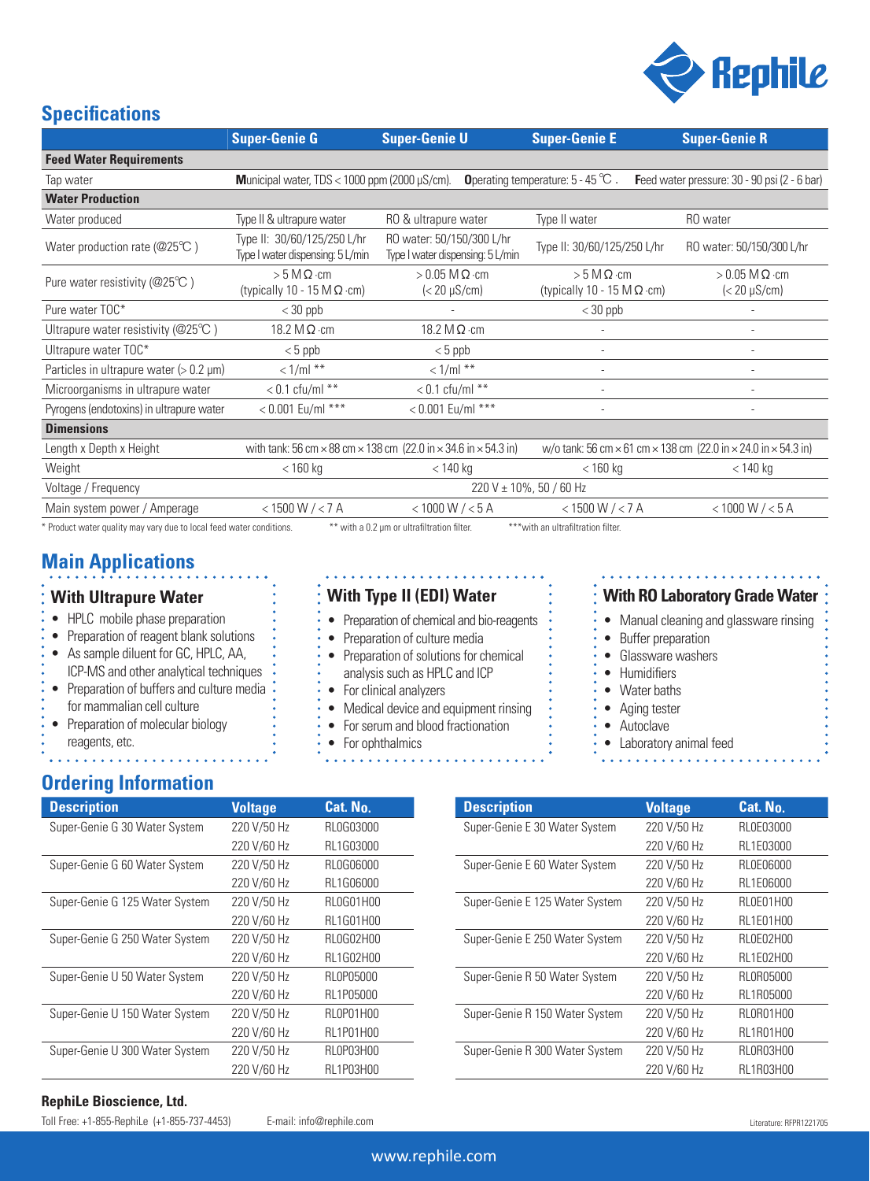## Specifications

| | Super-Genie G | Super-Genie U | Super-Genie E | Super-Genie R |
|---|---|---|---|---|
| **Feed Water Requirements** | | | | |
| Tap water | **M**unicipal water, TDS < 1000 ppm (2000 μS/cm). **O**perating temperature: 5 - 45 ℃ . **F**eed water pressure: 30 - 90 psi (2 - 6 bar) | | | |
| **Water Production** | | | | |
| Water produced | Type II & ultrapure water | RO & ultrapure water | Type II water | RO water |
| Water production rate (@25℃ ) | Type II: 30/60/125/250 L/hr Type I water dispensing: 5 L/min | RO water: 50/150/300 L/hr Type I water dispensing: 5 L/min | Type II: 30/60/125/250 L/hr | RO water: 50/150/300 L/hr |
| Pure water resistivity (@25℃ ) | > 5 MΩ·cm (typically 10 - 15 MΩ·cm) | > 0.05 MΩ·cm (< 20 μS/cm) | > 5 MΩ·cm (typically 10 - 15 MΩ·cm) | > 0.05 MΩ·cm (< 20 μS/cm) |
| Pure water TOC* | < 30 ppb | - | < 30 ppb | - |
| Ultrapure water resistivity (@25℃ ) | 18.2 MΩ·cm | 18.2 MΩ·cm | - | - |
| Ultrapure water TOC* | < 5 ppb | < 5 ppb | - | - |
| Particles in ultrapure water (> 0.2 μm) | < 1/ml ** | < 1/ml ** | - | - |
| Microorganisms in ultrapure water | < 0.1 cfu/ml ** | < 0.1 cfu/ml ** | - | - |
| Pyrogens (endotoxins) in ultrapure water | < 0.001 Eu/ml *** | < 0.001 Eu/ml *** | - | - |
| **Dimensions** | | | | |
| Length x Depth x Height | with tank: 56 cm × 88 cm × 138 cm (22.0 in × 34.6 in × 54.3 in) | | w/o tank: 56 cm × 61 cm × 138 cm (22.0 in × 24.0 in × 54.3 in) | |
| Weight | < 160 kg | < 140 kg | < 160 kg | < 140 kg |
| Voltage / Frequency | 220 V ± 10%, 50 / 60 Hz | | | |
| Main system power / Amperage | < 1500 W / < 7 A | < 1000 W / < 5 A | < 1500 W / < 7 A | < 1000 W / < 5 A |

\* Product water quality may vary due to local feed water conditions. ** with a 0.2 μm or ultrafiltration filter. ***with an ultrafiltration filter.

## Main Applications

### With Ultrapure Water

- HPLC mobile phase preparation
- Preparation of reagent blank solutions
- As sample diluent for GC, HPLC, AA, ICP-MS and other analytical techniques
- Preparation of buffers and culture media for mammalian cell culture
- Preparation of molecular biology reagents, etc.

### With Type II (EDI) Water

- Preparation of chemical and bio-reagents
- Preparation of culture media
- Preparation of solutions for chemical analysis such as HPLC and ICP
- For clinical analyzers
- Medical device and equipment rinsing
- For serum and blood fractionation
- For ophthalmics

### With RO Laboratory Grade Water

- Manual cleaning and glassware rinsing
- Buffer preparation
- Glassware washers
- Humidifiers
- Water baths
- Aging tester
- Autoclave
- Laboratory animal feed

## Ordering Information

| Description | Voltage | Cat. No. |
|---|---|---|
| Super-Genie G 30 Water System | 220 V/50 Hz | RL0G03000 |
| | 220 V/60 Hz | RL1G03000 |
| Super-Genie G 60 Water System | 220 V/50 Hz | RL0G06000 |
| | 220 V/60 Hz | RL1G06000 |
| Super-Genie G 125 Water System | 220 V/50 Hz | RL0G01H00 |
| | 220 V/60 Hz | RL1G01H00 |
| Super-Genie G 250 Water System | 220 V/50 Hz | RL0G02H00 |
| | 220 V/60 Hz | RL1G02H00 |
| Super-Genie U 50 Water System | 220 V/50 Hz | RL0P05000 |
| | 220 V/60 Hz | RL1P05000 |
| Super-Genie U 150 Water System | 220 V/50 Hz | RL0P01H00 |
| | 220 V/60 Hz | RL1P01H00 |
| Super-Genie U 300 Water System | 220 V/50 Hz | RL0P03H00 |
| | 220 V/60 Hz | RL1P03H00 |

| Description | Voltage | Cat. No. |
|---|---|---|
| Super-Genie E 30 Water System | 220 V/50 Hz | RL0E03000 |
| | 220 V/60 Hz | RL1E03000 |
| Super-Genie E 60 Water System | 220 V/50 Hz | RL0E06000 |
| | 220 V/60 Hz | RL1E06000 |
| Super-Genie E 125 Water System | 220 V/50 Hz | RL0E01H00 |
| | 220 V/60 Hz | RL1E01H00 |
| Super-Genie E 250 Water System | 220 V/50 Hz | RL0E02H00 |
| | 220 V/60 Hz | RL1E02H00 |
| Super-Genie R 50 Water System | 220 V/50 Hz | RL0R05000 |
| | 220 V/60 Hz | RL1R05000 |
| Super-Genie R 150 Water System | 220 V/50 Hz | RL0R01H00 |
| | 220 V/60 Hz | RL1R01H00 |
| Super-Genie R 300 Water System | 220 V/50 Hz | RL0R03H00 |
| | 220 V/60 Hz | RL1R03H00 |

**RephiLe Bioscience, Ltd.**

Toll Free: +1-855-RephiLe (+1-855-737-4453) E-mail: info@rephile.com

Literature: RFPR1221705

www.rephile.com